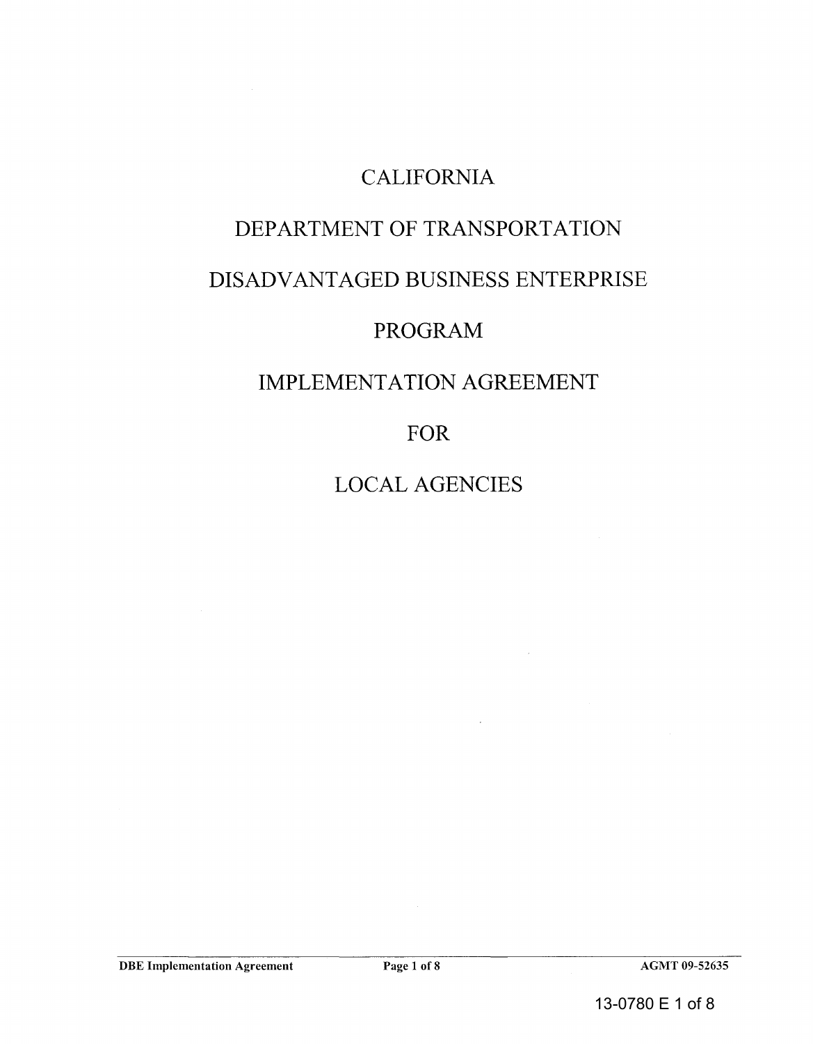# CALIFORNIA

# DEPARTMENT OF TRANSPORTATION

# DISADVANTAGED BUSINESS ENTERPRISE

# PROGRAM

# IMPLEMENTATION AGREEMENT

# FOR

# LOCAL AGENCIES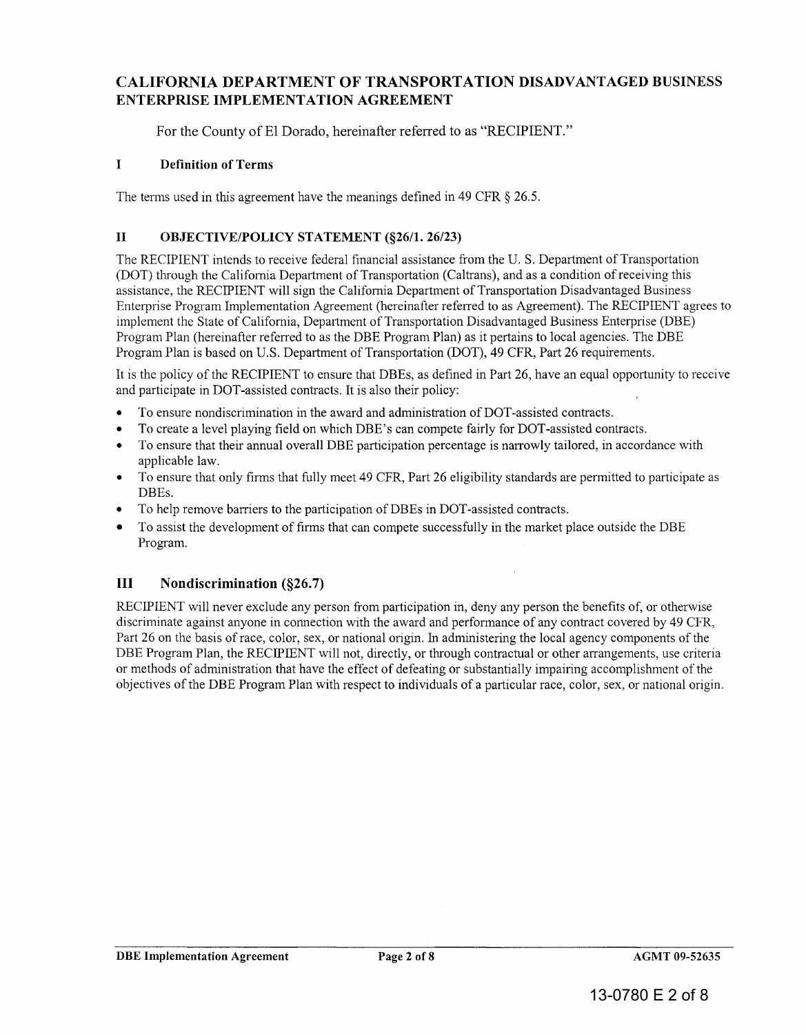## CALIFORNIA DEPARTMENT OF TRANSPORTATION DISADVANTAGED BUSINESS ENTERPRISE IMPLEMENTATION AGREEMENT

For the County of El Dorado, hereinafter referred to as "RECIPIENT."

### I Definition of Terms

The terms used in this agreement have the meanings defined in 49 CFR § 26.5.

### II OBJECTIVE/POLICY STATEMENT (§26/1. 26/23)

The RECIPIENT intends to receive federal financial assistance from the U. S. Department of Transportation (DOT) through the California Department of Transportation (Caltrans), and as a condition of receiving this assistance, the RECIPIENT will sign the California Department of Transportation Disadvantaged Business Enterprise Program Implementation Agreement (hereinafter referred to as Agreement). The RECIPIENT agrees to implement the State of California, Department of Transportation Disadvantaged Business Enterprise (DBE) Program Plan (hereinafter referred to as the DBE Program Plan) as it pertains to local agencies. The DBE Program Plan is based on U.S. Department of Transportation (DOT), 49 CFR, Part 26 requirements.

It is the policy of the RECIPIENT to ensure that DBEs, as defined in Part 26, have an equal opportunity to receive and participate in DOT-assisted contracts. It is also their policy:

- To ensure nondiscrimination in the award and administration of DOT-assisted contracts.
- To create a level playing field on which DBE's can compete fairly for DOT-assisted contracts.
- To ensure that their annual overall DBE participation percentage is narrowly tailored, in accordance with applicable law.
- To ensure that only firms that fully meet 49 CFR, Part 26 eligibility standards are permitted to participate as DBEs.
- To help remove barriers to the participation of DBEs in DOT-assisted contracts.
- To assist the development of firms that can compete successfully in the market place outside the DBE Program.

### III Nondiscrimination (§26.7)

RECIPIENT will never exclude any person from participation in, deny any person the benefits of, or otherwise discriminate against anyone in connection with the award and performance of any contract covered by 49 CFR, Part 26 on the basis of race, color, sex, or national origin. In administering the local agency components of the DBE Program Plan, the RECIPIENT will not, directly, or through contractual or other arrangements, use criteria or methods of administration that have the effect of defeating or substantially impairing accomplishment of the objectives of the DBE Program Plan with respect to individuals of a particular race, color, sex, or national origin.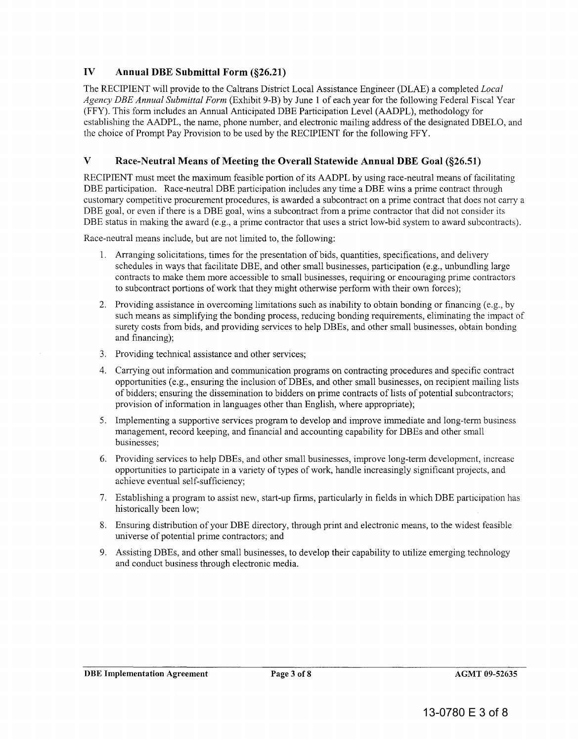## IV Annual DBE Submittal Form (§26.21)

The RECIPIENT will provide to the Caltrans District Local Assistance Engineer (DLAE) a completed *Local Agency DBE Annual Submittal Form* (Exhibit 9-B) by June 1 of each year for the following Federal Fiscal Year (FFY). This form includes an Annual Anticipated DBE Participation Level (AADPL), methodology for establishing the AADPL, the name, phone number, and electronic mailing address of the designated DBELO, and the choice of Prompt Pay Provision to be used by the RECIPIENT for the following FFY.

## V Race-Neutral Means of Meeting the Overall Statewide Annual DBE Goal (§26.51)

RECIPIENT must meet the maximum feasible portion of its AADPL by using race-neutral means of facilitating DBE participation. Race-neutral DBE participation includes any time a DBE wins a prime contract through customary competitive procurement procedures, is awarded a subcontract on a prime contract that does not carry a DBE goal, or even if there is a DBE goal, wins a subcontract from a prime contractor that did not consider its DBE status in making the award (e.g., a prime contractor that uses a strict low-bid system to award subcontracts).

Race-neutral means include, but are not limited to, the following:

1. Arranging solicitations, times for the presentation of bids, quantities, specifications, and delivery schedules in ways that facilitate DBE, and other small businesses, participation (e.g., unbundling large contracts to make them more accessible to small businesses, requiring or encouraging prime contractors to subcontract portions of work that they might otherwise perform with their own forces);
2. Providing assistance in overcoming limitations such as inability to obtain bonding or financing (e.g., by such means as simplifying the bonding process, reducing bonding requirements, eliminating the impact of surety costs from bids, and providing services to help DBEs, and other small businesses, obtain bonding and financing);
3. Providing technical assistance and other services;
4. Carrying out information and communication programs on contracting procedures and specific contract opportunities (e.g., ensuring the inclusion of DBEs, and other small businesses, on recipient mailing lists of bidders; ensuring the dissemination to bidders on prime contracts of lists of potential subcontractors; provision of information in languages other than English, where appropriate);
5. Implementing a supportive services program to develop and improve immediate and long-term business management, record keeping, and financial and accounting capability for DBEs and other small businesses;
6. Providing services to help DBEs, and other small businesses, improve long-term development, increase opportunities to participate in a variety of types of work, handle increasingly significant projects, and achieve eventual self-sufficiency;
7. Establishing a program to assist new, start-up firms, particularly in fields in which DBE participation has historically been low;
8. Ensuring distribution of your DBE directory, through print and electronic means, to the widest feasible universe of potential prime contractors; and
9. Assisting DBEs, and other small businesses, to develop their capability to utilize emerging technology and conduct business through electronic media.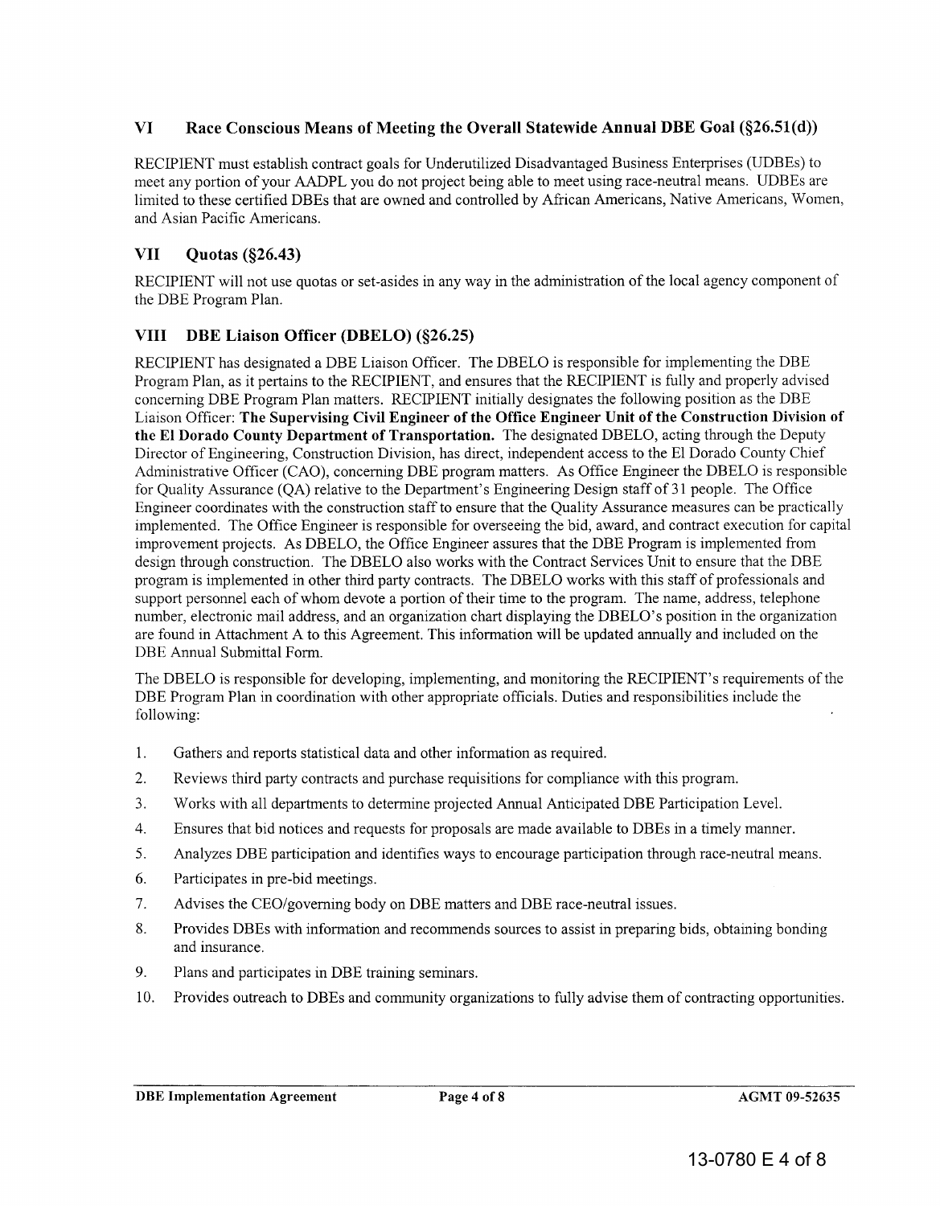## VI Race Conscious Means of Meeting the Overall Statewide Annual DBE Goal (§26.51(d))

RECIPIENT must establish contract goals for Underutilized Disadvantaged Business Enterprises (UDBEs) to meet any portion of your AADPL you do not project being able to meet using race-neutral means. UDBEs are limited to these certified DBEs that are owned and controlled by African Americans, Native Americans, Women, and Asian Pacific Americans.

## VII Quotas (§26.43)

RECIPIENT will not use quotas or set-asides in any way in the administration of the local agency component of the DBE Program Plan.

## VIII DBE Liaison Officer (DBELO) (§26.25)

RECIPIENT has designated a DBE Liaison Officer. The DBELO is responsible for implementing the DBE Program Plan, as it pertains to the RECIPIENT, and ensures that the RECIPIENT is fully and properly advised concerning DBE Program Plan matters. RECIPIENT initially designates the following position as the DBE Liaison Officer: **The Supervising Civil Engineer of the Office Engineer Unit of the Construction Division of the El Dorado County Department of Transportation.** The designated DBELO, acting through the Deputy Director of Engineering, Construction Division, has direct, independent access to the El Dorado County Chief Administrative Officer (CAO), concerning DBE program matters. As Office Engineer the DBELO is responsible for Quality Assurance (QA) relative to the Department's Engineering Design staff of 31 people. The Office Engineer coordinates with the construction staff to ensure that the Quality Assurance measures can be practically implemented. The Office Engineer is responsible for overseeing the bid, award, and contract execution for capital improvement projects. As DBELO, the Office Engineer assures that the DBE Program is implemented from design through construction. The DBELO also works with the Contract Services Unit to ensure that the DBE program is implemented in other third party contracts. The DBELO works with this staff of professionals and support personnel each of whom devote a portion of their time to the program. The name, address, telephone number, electronic mail address, and an organization chart displaying the DBELO's position in the organization are found in Attachment A to this Agreement. This information will be updated annually and included on the DBE Annual Submittal Form.

The DBELO is responsible for developing, implementing, and monitoring the RECIPIENT's requirements of the DBE Program Plan in coordination with other appropriate officials. Duties and responsibilities include the following:

1. Gathers and reports statistical data and other information as required.
2. Reviews third party contracts and purchase requisitions for compliance with this program.
3. Works with all departments to determine projected Annual Anticipated DBE Participation Level.
4. Ensures that bid notices and requests for proposals are made available to DBEs in a timely manner.
5. Analyzes DBE participation and identifies ways to encourage participation through race-neutral means.
6. Participates in pre-bid meetings.
7. Advises the CEO/governing body on DBE matters and DBE race-neutral issues.
8. Provides DBEs with information and recommends sources to assist in preparing bids, obtaining bonding and insurance.
9. Plans and participates in DBE training seminars.
10. Provides outreach to DBEs and community organizations to fully advise them of contracting opportunities.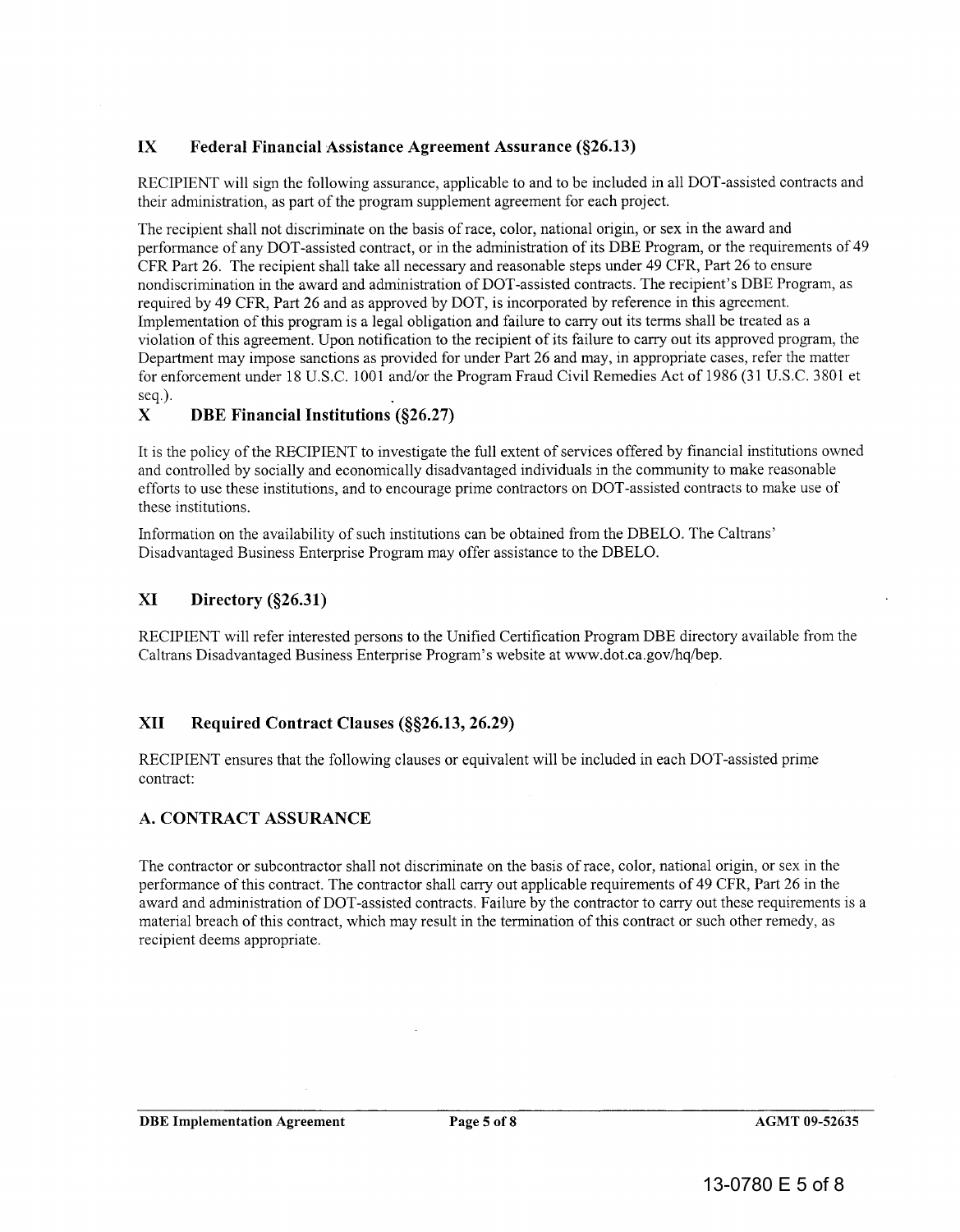## IX Federal Financial Assistance Agreement Assurance (§26.13)

RECIPIENT will sign the following assurance, applicable to and to be included in all DOT-assisted contracts and their administration, as part of the program supplement agreement for each project.

The recipient shall not discriminate on the basis of race, color, national origin, or sex in the award and performance of any DOT-assisted contract, or in the administration of its DBE Program, or the requirements of 49 CFR Part 26. The recipient shall take all necessary and reasonable steps under 49 CFR, Part 26 to ensure nondiscrimination in the award and administration of DOT-assisted contracts. The recipient's DBE Program, as required by 49 CFR, Part 26 and as approved by DOT, is incorporated by reference in this agreement. Implementation of this program is a legal obligation and failure to carry out its terms shall be treated as a violation of this agreement. Upon notification to the recipient of its failure to carry out its approved program, the Department may impose sanctions as provided for under Part 26 and may, in appropriate cases, refer the matter for enforcement under 18 U.S.C. 1001 and/or the Program Fraud Civil Remedies Act of 1986 (31 U.S.C. 3801 et seq.).

## X DBE Financial Institutions (§26.27)

It is the policy of the RECIPIENT to investigate the full extent of services offered by financial institutions owned and controlled by socially and economically disadvantaged individuals in the community to make reasonable efforts to use these institutions, and to encourage prime contractors on DOT-assisted contracts to make use of these institutions.

Information on the availability of such institutions can be obtained from the DBELO. The Caltrans' Disadvantaged Business Enterprise Program may offer assistance to the DBELO.

## XI Directory (§26.31)

RECIPIENT will refer interested persons to the Unified Certification Program DBE directory available from the Caltrans Disadvantaged Business Enterprise Program's website at www.dot.ca.gov/hq/bep.

## XII Required Contract Clauses (§§26.13, 26.29)

RECIPIENT ensures that the following clauses or equivalent will be included in each DOT-assisted prime contract:

### A. CONTRACT ASSURANCE

The contractor or subcontractor shall not discriminate on the basis of race, color, national origin, or sex in the performance of this contract. The contractor shall carry out applicable requirements of 49 CFR, Part 26 in the award and administration of DOT-assisted contracts. Failure by the contractor to carry out these requirements is a material breach of this contract, which may result in the termination of this contract or such other remedy, as recipient deems appropriate.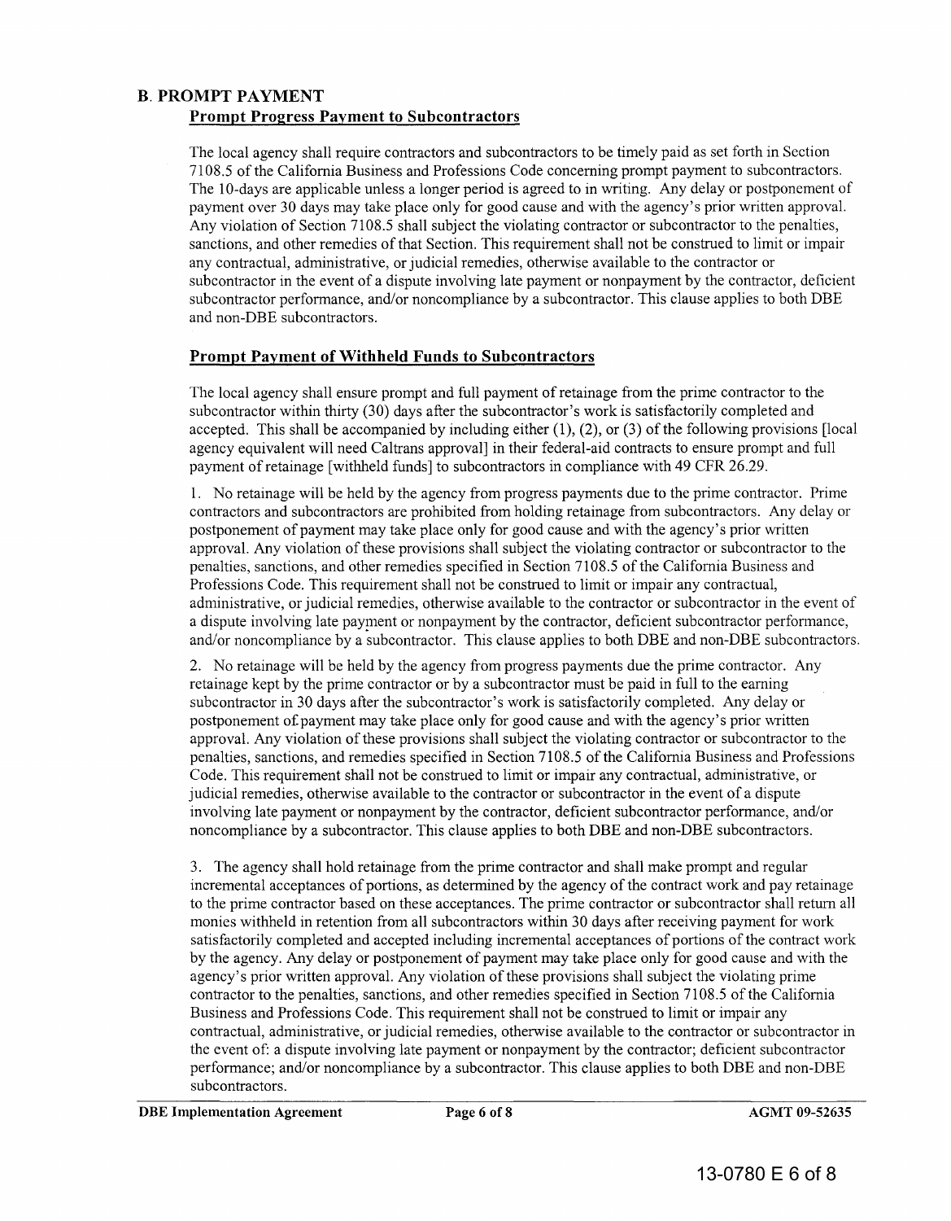## B. PROMPT PAYMENT

### Prompt Progress Payment to Subcontractors

The local agency shall require contractors and subcontractors to be timely paid as set forth in Section 7108.5 of the California Business and Professions Code concerning prompt payment to subcontractors. The 10-days are applicable unless a longer period is agreed to in writing. Any delay or postponement of payment over 30 days may take place only for good cause and with the agency's prior written approval. Any violation of Section 7108.5 shall subject the violating contractor or subcontractor to the penalties, sanctions, and other remedies of that Section. This requirement shall not be construed to limit or impair any contractual, administrative, or judicial remedies, otherwise available to the contractor or subcontractor in the event of a dispute involving late payment or nonpayment by the contractor, deficient subcontractor performance, and/or noncompliance by a subcontractor. This clause applies to both DBE and non-DBE subcontractors.

### Prompt Payment of Withheld Funds to Subcontractors

The local agency shall ensure prompt and full payment of retainage from the prime contractor to the subcontractor within thirty (30) days after the subcontractor's work is satisfactorily completed and accepted. This shall be accompanied by including either (1), (2), or (3) of the following provisions [local agency equivalent will need Caltrans approval] in their federal-aid contracts to ensure prompt and full payment of retainage [withheld funds] to subcontractors in compliance with 49 CFR 26.29.

1. No retainage will be held by the agency from progress payments due to the prime contractor. Prime contractors and subcontractors are prohibited from holding retainage from subcontractors. Any delay or postponement of payment may take place only for good cause and with the agency's prior written approval. Any violation of these provisions shall subject the violating contractor or subcontractor to the penalties, sanctions, and other remedies specified in Section 7108.5 of the California Business and Professions Code. This requirement shall not be construed to limit or impair any contractual, administrative, or judicial remedies, otherwise available to the contractor or subcontractor in the event of a dispute involving late payment or nonpayment by the contractor, deficient subcontractor performance, and/or noncompliance by a subcontractor. This clause applies to both DBE and non-DBE subcontractors.

2. No retainage will be held by the agency from progress payments due the prime contractor. Any retainage kept by the prime contractor or by a subcontractor must be paid in full to the earning subcontractor in 30 days after the subcontractor's work is satisfactorily completed. Any delay or postponement of payment may take place only for good cause and with the agency's prior written approval. Any violation of these provisions shall subject the violating contractor or subcontractor to the penalties, sanctions, and remedies specified in Section 7108.5 of the California Business and Professions Code. This requirement shall not be construed to limit or impair any contractual, administrative, or judicial remedies, otherwise available to the contractor or subcontractor in the event of a dispute involving late payment or nonpayment by the contractor, deficient subcontractor performance, and/or noncompliance by a subcontractor. This clause applies to both DBE and non-DBE subcontractors.

3. The agency shall hold retainage from the prime contractor and shall make prompt and regular incremental acceptances of portions, as determined by the agency of the contract work and pay retainage to the prime contractor based on these acceptances. The prime contractor or subcontractor shall return all monies withheld in retention from all subcontractors within 30 days after receiving payment for work satisfactorily completed and accepted including incremental acceptances of portions of the contract work by the agency. Any delay or postponement of payment may take place only for good cause and with the agency's prior written approval. Any violation of these provisions shall subject the violating prime contractor to the penalties, sanctions, and other remedies specified in Section 7108.5 of the California Business and Professions Code. This requirement shall not be construed to limit or impair any contractual, administrative, or judicial remedies, otherwise available to the contractor or subcontractor in the event of: a dispute involving late payment or nonpayment by the contractor; deficient subcontractor performance; and/or noncompliance by a subcontractor. This clause applies to both DBE and non-DBE subcontractors.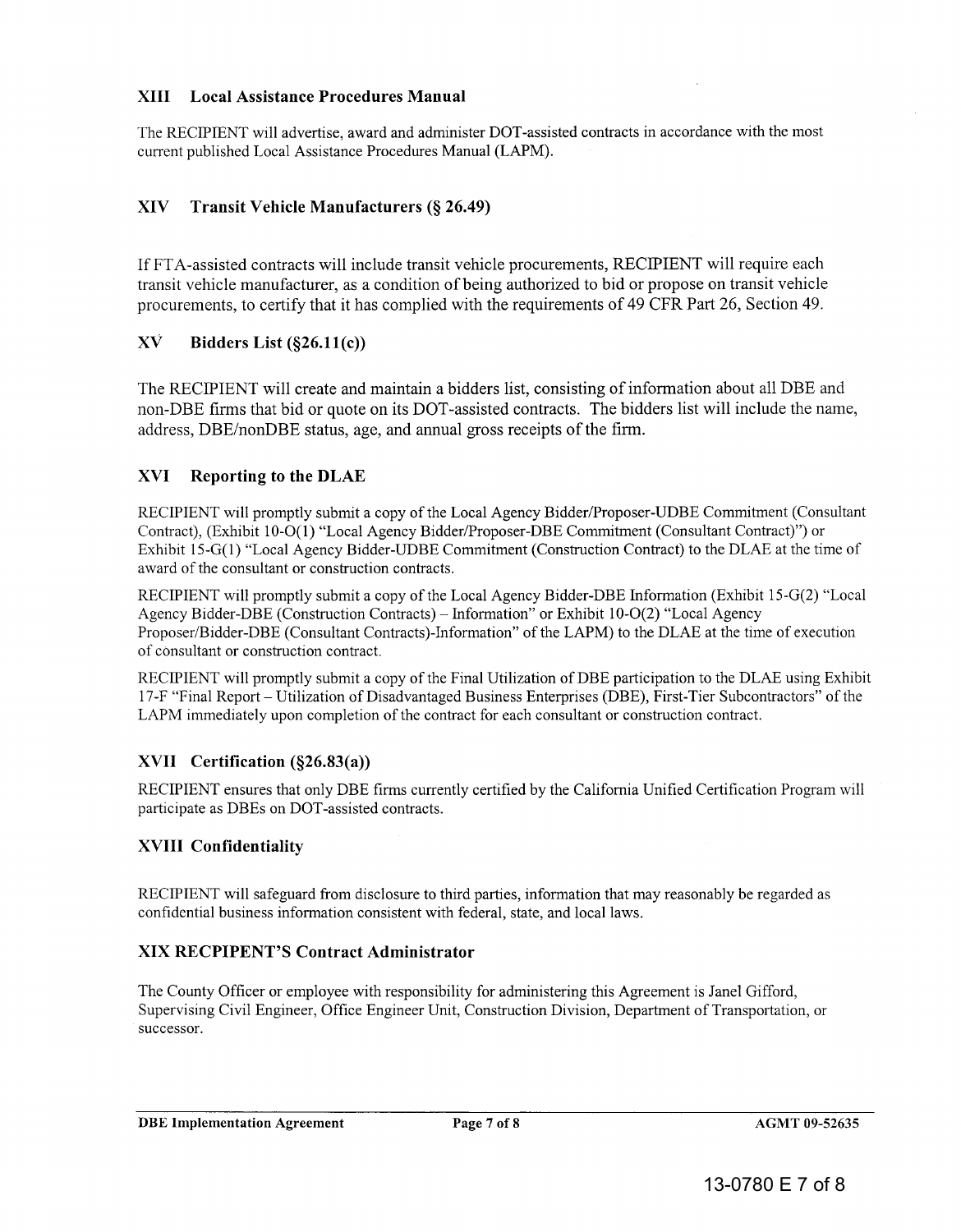## XIII Local Assistance Procedures Manual

The RECIPIENT will advertise, award and administer DOT-assisted contracts in accordance with the most current published Local Assistance Procedures Manual (LAPM).

## XIV Transit Vehicle Manufacturers (§ 26.49)

If FTA-assisted contracts will include transit vehicle procurements, RECIPIENT will require each transit vehicle manufacturer, as a condition of being authorized to bid or propose on transit vehicle procurements, to certify that it has complied with the requirements of 49 CFR Part 26, Section 49.

## XV Bidders List (§26.11(c))

The RECIPIENT will create and maintain a bidders list, consisting of information about all DBE and non-DBE firms that bid or quote on its DOT-assisted contracts. The bidders list will include the name, address, DBE/nonDBE status, age, and annual gross receipts of the firm.

## XVI Reporting to the DLAE

RECIPIENT will promptly submit a copy of the Local Agency Bidder/Proposer-UDBE Commitment (Consultant Contract), (Exhibit 10-O(1) "Local Agency Bidder/Proposer-DBE Commitment (Consultant Contract)") or Exhibit 15-G(1) "Local Agency Bidder-UDBE Commitment (Construction Contract) to the DLAE at the time of award of the consultant or construction contracts.

RECIPIENT will promptly submit a copy of the Local Agency Bidder-DBE Information (Exhibit 15-G(2) "Local Agency Bidder-DBE (Construction Contracts) – Information" or Exhibit 10-O(2) "Local Agency Proposer/Bidder-DBE (Consultant Contracts)-Information" of the LAPM) to the DLAE at the time of execution of consultant or construction contract.

RECIPIENT will promptly submit a copy of the Final Utilization of DBE participation to the DLAE using Exhibit 17-F "Final Report – Utilization of Disadvantaged Business Enterprises (DBE), First-Tier Subcontractors" of the LAPM immediately upon completion of the contract for each consultant or construction contract.

## XVII Certification (§26.83(a))

RECIPIENT ensures that only DBE firms currently certified by the California Unified Certification Program will participate as DBEs on DOT-assisted contracts.

## XVIII Confidentiality

RECIPIENT will safeguard from disclosure to third parties, information that may reasonably be regarded as confidential business information consistent with federal, state, and local laws.

## XIX RECPIPENT'S Contract Administrator

The County Officer or employee with responsibility for administering this Agreement is Janel Gifford, Supervising Civil Engineer, Office Engineer Unit, Construction Division, Department of Transportation, or successor.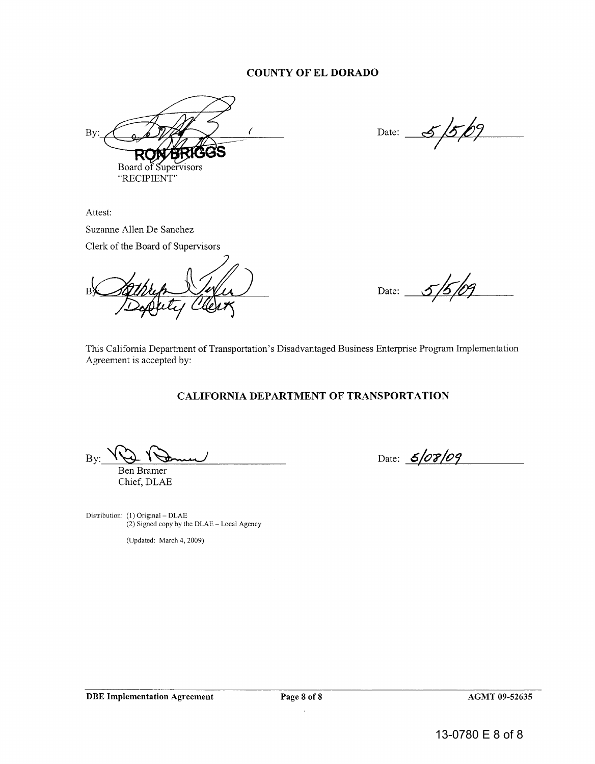## COUNTY OF EL DORADO

By: ________________________ Date: 5/5/09

RON BRIGGS
Board of Supervisors
"RECIPIENT"

Attest:

Suzanne Allen De Sanchez

Clerk of the Board of Supervisors

By: ________________________ Date: 5/5/09
Deputy Clerk

This California Department of Transportation's Disadvantaged Business Enterprise Program Implementation Agreement is accepted by:

## CALIFORNIA DEPARTMENT OF TRANSPORTATION

By: ________________________ Date: 5/08/09

Ben Bramer
Chief, DLAE

Distribution: (1) Original – DLAE
(2) Signed copy by the DLAE – Local Agency

(Updated: March 4, 2009)